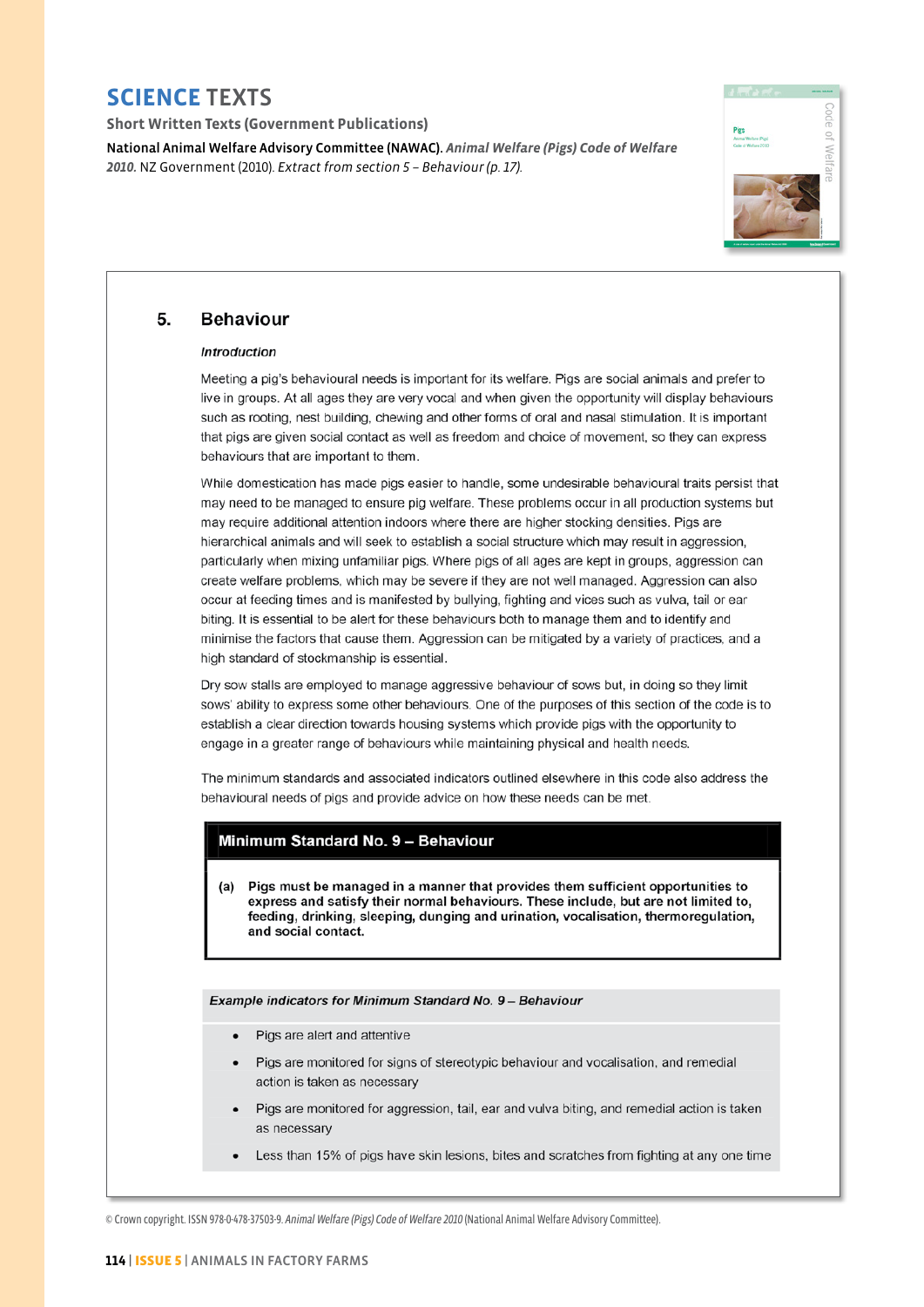# SCIENCE TEXTS

**Short Written Texts (Government Publications)**

**National Animal Welfare Advisory Committee (NAWAC).** ***Animal Welfare (Pigs) Code of Welfare 2010.*** NZ Government (2010). *Extract from section 5 – Behaviour (p. 17).*

## 5. Behaviour

***Introduction***

Meeting a pig's behavioural needs is important for its welfare. Pigs are social animals and prefer to live in groups. At all ages they are very vocal and when given the opportunity will display behaviours such as rooting, nest building, chewing and other forms of oral and nasal stimulation. It is important that pigs are given social contact as well as freedom and choice of movement, so they can express behaviours that are important to them.

While domestication has made pigs easier to handle, some undesirable behavioural traits persist that may need to be managed to ensure pig welfare. These problems occur in all production systems but may require additional attention indoors where there are higher stocking densities. Pigs are hierarchical animals and will seek to establish a social structure which may result in aggression, particularly when mixing unfamiliar pigs. Where pigs of all ages are kept in groups, aggression can create welfare problems, which may be severe if they are not well managed. Aggression can also occur at feeding times and is manifested by bullying, fighting and vices such as vulva, tail or ear biting. It is essential to be alert for these behaviours both to manage them and to identify and minimise the factors that cause them. Aggression can be mitigated by a variety of practices, and a high standard of stockmanship is essential.

Dry sow stalls are employed to manage aggressive behaviour of sows but, in doing so they limit sows' ability to express some other behaviours. One of the purposes of this section of the code is to establish a clear direction towards housing systems which provide pigs with the opportunity to engage in a greater range of behaviours while maintaining physical and health needs.

The minimum standards and associated indicators outlined elsewhere in this code also address the behavioural needs of pigs and provide advice on how these needs can be met.

**Minimum Standard No. 9 – Behaviour**

**(a) Pigs must be managed in a manner that provides them sufficient opportunities to express and satisfy their normal behaviours. These include, but are not limited to, feeding, drinking, sleeping, dunging and urination, vocalisation, thermoregulation, and social contact.**

***Example indicators for Minimum Standard No. 9 – Behaviour***

- Pigs are alert and attentive
- Pigs are monitored for signs of stereotypic behaviour and vocalisation, and remedial action is taken as necessary
- Pigs are monitored for aggression, tail, ear and vulva biting, and remedial action is taken as necessary
- Less than 15% of pigs have skin lesions, bites and scratches from fighting at any one time

© Crown copyright. ISSN 978-0-478-37503-9. *Animal Welfare (Pigs) Code of Welfare 2010* (National Animal Welfare Advisory Committee).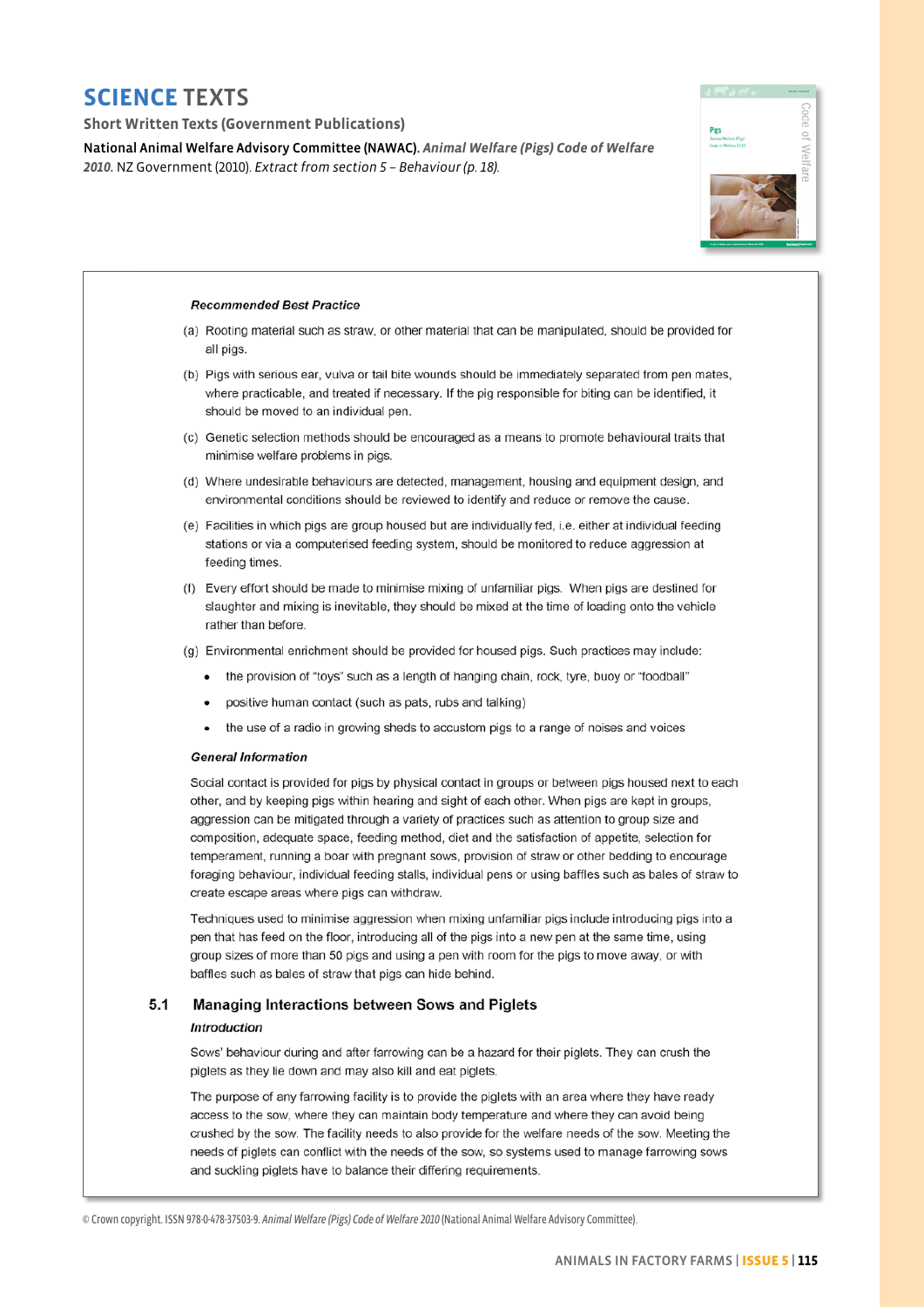# SCIENCE TEXTS

**Short Written Texts (Government Publications)**

**National Animal Welfare Advisory Committee (NAWAC).** ***Animal Welfare (Pigs) Code of Welfare 2010.*** NZ Government (2010). *Extract from section 5 – Behaviour (p. 18).*

***Recommended Best Practice***

(a) Rooting material such as straw, or other material that can be manipulated, should be provided for all pigs.

(b) Pigs with serious ear, vulva or tail bite wounds should be immediately separated from pen mates, where practicable, and treated if necessary. If the pig responsible for biting can be identified, it should be moved to an individual pen.

(c) Genetic selection methods should be encouraged as a means to promote behavioural traits that minimise welfare problems in pigs.

(d) Where undesirable behaviours are detected, management, housing and equipment design, and environmental conditions should be reviewed to identify and reduce or remove the cause.

(e) Facilities in which pigs are group housed but are individually fed, i.e. either at individual feeding stations or via a computerised feeding system, should be monitored to reduce aggression at feeding times.

(f) Every effort should be made to minimise mixing of unfamiliar pigs. When pigs are destined for slaughter and mixing is inevitable, they should be mixed at the time of loading onto the vehicle rather than before.

(g) Environmental enrichment should be provided for housed pigs. Such practices may include:

- the provision of "toys" such as a length of hanging chain, rock, tyre, buoy or "football"
- positive human contact (such as pats, rubs and talking)
- the use of a radio in growing sheds to accustom pigs to a range of noises and voices

***General Information***

Social contact is provided for pigs by physical contact in groups or between pigs housed next to each other, and by keeping pigs within hearing and sight of each other. When pigs are kept in groups, aggression can be mitigated through a variety of practices such as attention to group size and composition, adequate space, feeding method, diet and the satisfaction of appetite, selection for temperament, running a boar with pregnant sows, provision of straw or other bedding to encourage foraging behaviour, individual feeding stalls, individual pens or using baffles such as bales of straw to create escape areas where pigs can withdraw.

Techniques used to minimise aggression when mixing unfamiliar pigs include introducing pigs into a pen that has feed on the floor, introducing all of the pigs into a new pen at the same time, using group sizes of more than 50 pigs and using a pen with room for the pigs to move away, or with baffles such as bales of straw that pigs can hide behind.

### 5.1 Managing Interactions between Sows and Piglets

***Introduction***

Sows' behaviour during and after farrowing can be a hazard for their piglets. They can crush the piglets as they lie down and may also kill and eat piglets.

The purpose of any farrowing facility is to provide the piglets with an area where they have ready access to the sow, where they can maintain body temperature and where they can avoid being crushed by the sow. The facility needs to also provide for the welfare needs of the sow. Meeting the needs of piglets can conflict with the needs of the sow, so systems used to manage farrowing sows and suckling piglets have to balance their differing requirements.

© Crown copyright. ISSN 978-0-478-37503-9. *Animal Welfare (Pigs) Code of Welfare 2010* (National Animal Welfare Advisory Committee).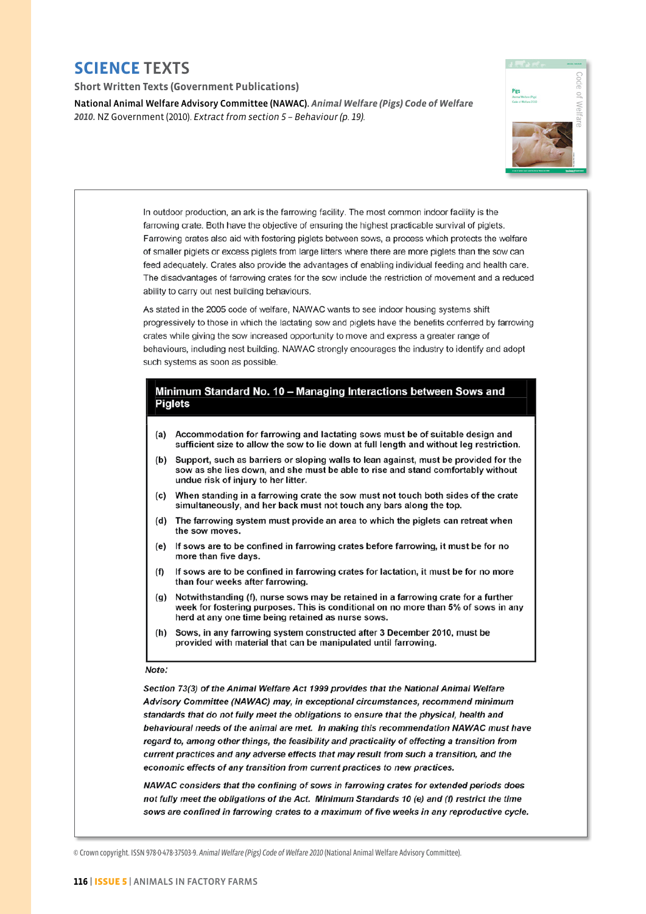# SCIENCE TEXTS

**Short Written Texts (Government Publications)**

**National Animal Welfare Advisory Committee (NAWAC).** ***Animal Welfare (Pigs) Code of Welfare 2010.*** NZ Government (2010). *Extract from section 5 – Behaviour (p. 19).*

In outdoor production, an ark is the farrowing facility. The most common indoor facility is the farrowing crate. Both have the objective of ensuring the highest practicable survival of piglets. Farrowing crates also aid with fostering piglets between sows, a process which protects the welfare of smaller piglets or excess piglets from large litters where there are more piglets than the sow can feed adequately. Crates also provide the advantages of enabling individual feeding and health care. The disadvantages of farrowing crates for the sow include the restriction of movement and a reduced ability to carry out nest building behaviours.

As stated in the 2005 code of welfare, NAWAC wants to see indoor housing systems shift progressively to those in which the lactating sow and piglets have the benefits conferred by farrowing crates while giving the sow increased opportunity to move and express a greater range of behaviours, including nest building. NAWAC strongly encourages the industry to identify and adopt such systems as soon as possible.

## Minimum Standard No. 10 – Managing Interactions between Sows and Piglets

**(a)** **Accommodation for farrowing and lactating sows must be of suitable design and sufficient size to allow the sow to lie down at full length and without leg restriction.**

**(b)** **Support, such as barriers or sloping walls to lean against, must be provided for the sow as she lies down, and she must be able to rise and stand comfortably without undue risk of injury to her litter.**

**(c)** **When standing in a farrowing crate the sow must not touch both sides of the crate simultaneously, and her back must not touch any bars along the top.**

**(d)** **The farrowing system must provide an area to which the piglets can retreat when the sow moves.**

**(e)** **If sows are to be confined in farrowing crates before farrowing, it must be for no more than five days.**

**(f)** **If sows are to be confined in farrowing crates for lactation, it must be for no more than four weeks after farrowing.**

**(g)** **Notwithstanding (f), nurse sows may be retained in a farrowing crate for a further week for fostering purposes. This is conditional on no more than 5% of sows in any herd at any one time being retained as nurse sows.**

**(h)** **Sows, in any farrowing system constructed after 3 December 2010, must be provided with material that can be manipulated until farrowing.**

***Note:***

***Section 73(3) of the Animal Welfare Act 1999 provides that the National Animal Welfare Advisory Committee (NAWAC) may, in exceptional circumstances, recommend minimum standards that do not fully meet the obligations to ensure that the physical, health and behavioural needs of the animal are met. In making this recommendation NAWAC must have regard to, among other things, the feasibility and practicality of effecting a transition from current practices and any adverse effects that may result from such a transition, and the economic effects of any transition from current practices to new practices.***

***NAWAC considers that the confining of sows in farrowing crates for extended periods does not fully meet the obligations of the Act. Minimum Standards 10 (e) and (f) restrict the time sows are confined in farrowing crates to a maximum of five weeks in any reproductive cycle.***

© Crown copyright. ISSN 978-0-478-37503-9. *Animal Welfare (Pigs) Code of Welfare 2010* (National Animal Welfare Advisory Committee).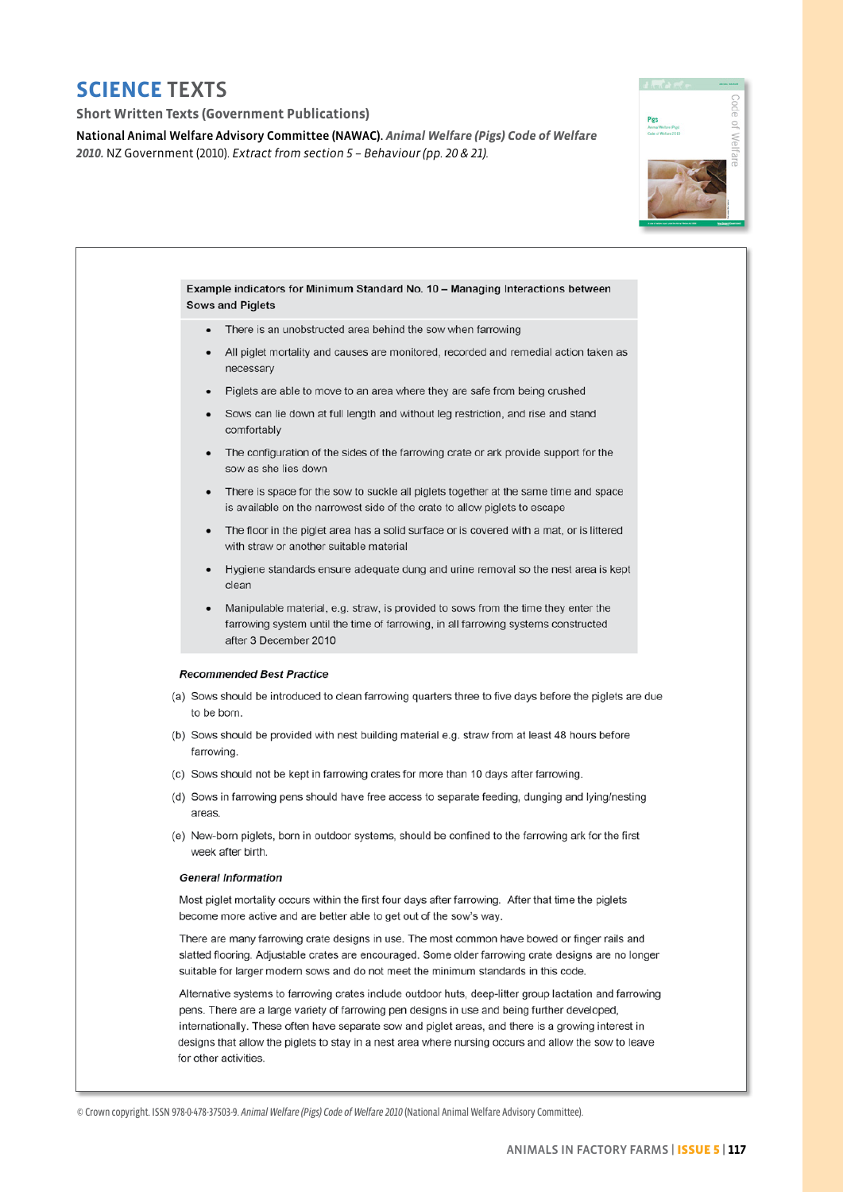# SCIENCE TEXTS

**Short Written Texts (Government Publications)**

**National Animal Welfare Advisory Committee (NAWAC).** ***Animal Welfare (Pigs) Code of Welfare 2010.*** NZ Government (2010). *Extract from section 5 – Behaviour (pp. 20 & 21).*

**Example indicators for Minimum Standard No. 10 – Managing Interactions between Sows and Piglets**

- There is an unobstructed area behind the sow when farrowing
- All piglet mortality and causes are monitored, recorded and remedial action taken as necessary
- Piglets are able to move to an area where they are safe from being crushed
- Sows can lie down at full length and without leg restriction, and rise and stand comfortably
- The configuration of the sides of the farrowing crate or ark provide support for the sow as she lies down
- There is space for the sow to suckle all piglets together at the same time and space is available on the narrowest side of the crate to allow piglets to escape
- The floor in the piglet area has a solid surface or is covered with a mat, or is littered with straw or another suitable material
- Hygiene standards ensure adequate dung and urine removal so the nest area is kept clean
- Manipulable material, e.g. straw, is provided to sows from the time they enter the farrowing system until the time of farrowing, in all farrowing systems constructed after 3 December 2010

***Recommended Best Practice***

(a) Sows should be introduced to clean farrowing quarters three to five days before the piglets are due to be born.

(b) Sows should be provided with nest building material e.g. straw from at least 48 hours before farrowing.

(c) Sows should not be kept in farrowing crates for more than 10 days after farrowing.

(d) Sows in farrowing pens should have free access to separate feeding, dunging and lying/nesting areas.

(e) New-born piglets, born in outdoor systems, should be confined to the farrowing ark for the first week after birth.

***General Information***

Most piglet mortality occurs within the first four days after farrowing. After that time the piglets become more active and are better able to get out of the sow's way.

There are many farrowing crate designs in use. The most common have bowed or finger rails and slatted flooring. Adjustable crates are encouraged. Some older farrowing crate designs are no longer suitable for larger modern sows and do not meet the minimum standards in this code.

Alternative systems to farrowing crates include outdoor huts, deep-litter group lactation and farrowing pens. There are a large variety of farrowing pen designs in use and being further developed, internationally. These often have separate sow and piglet areas, and there is a growing interest in designs that allow the piglets to stay in a nest area where nursing occurs and allow the sow to leave for other activities.

© Crown copyright. ISSN 978-0-478-37503-9. *Animal Welfare (Pigs) Code of Welfare 2010* (National Animal Welfare Advisory Committee).